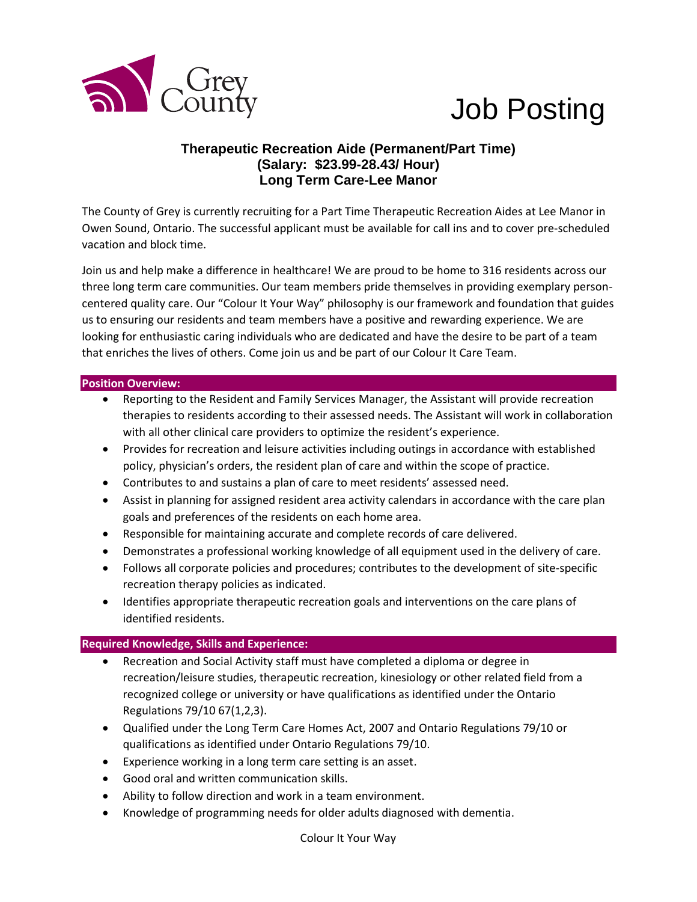Grey County

# Job Posting

## Therapeutic Recreation Aide (Permanent/Part Time)
## (Salary: $23.99-28.43/ Hour)
## Long Term Care-Lee Manor

The County of Grey is currently recruiting for a Part Time Therapeutic Recreation Aides at Lee Manor in Owen Sound, Ontario. The successful applicant must be available for call ins and to cover pre-scheduled vacation and block time.

Join us and help make a difference in healthcare! We are proud to be home to 316 residents across our three long term care communities. Our team members pride themselves in providing exemplary person-centered quality care. Our "Colour It Your Way" philosophy is our framework and foundation that guides us to ensuring our residents and team members have a positive and rewarding experience. We are looking for enthusiastic caring individuals who are dedicated and have the desire to be part of a team that enriches the lives of others. Come join us and be part of our Colour It Care Team.

**Position Overview:**

- Reporting to the Resident and Family Services Manager, the Assistant will provide recreation therapies to residents according to their assessed needs. The Assistant will work in collaboration with all other clinical care providers to optimize the resident's experience.
- Provides for recreation and leisure activities including outings in accordance with established policy, physician's orders, the resident plan of care and within the scope of practice.
- Contributes to and sustains a plan of care to meet residents' assessed need.
- Assist in planning for assigned resident area activity calendars in accordance with the care plan goals and preferences of the residents on each home area.
- Responsible for maintaining accurate and complete records of care delivered.
- Demonstrates a professional working knowledge of all equipment used in the delivery of care.
- Follows all corporate policies and procedures; contributes to the development of site-specific recreation therapy policies as indicated.
- Identifies appropriate therapeutic recreation goals and interventions on the care plans of identified residents.

**Required Knowledge, Skills and Experience:**

- Recreation and Social Activity staff must have completed a diploma or degree in recreation/leisure studies, therapeutic recreation, kinesiology or other related field from a recognized college or university or have qualifications as identified under the Ontario Regulations 79/10 67(1,2,3).
- Qualified under the Long Term Care Homes Act, 2007 and Ontario Regulations 79/10 or qualifications as identified under Ontario Regulations 79/10.
- Experience working in a long term care setting is an asset.
- Good oral and written communication skills.
- Ability to follow direction and work in a team environment.
- Knowledge of programming needs for older adults diagnosed with dementia.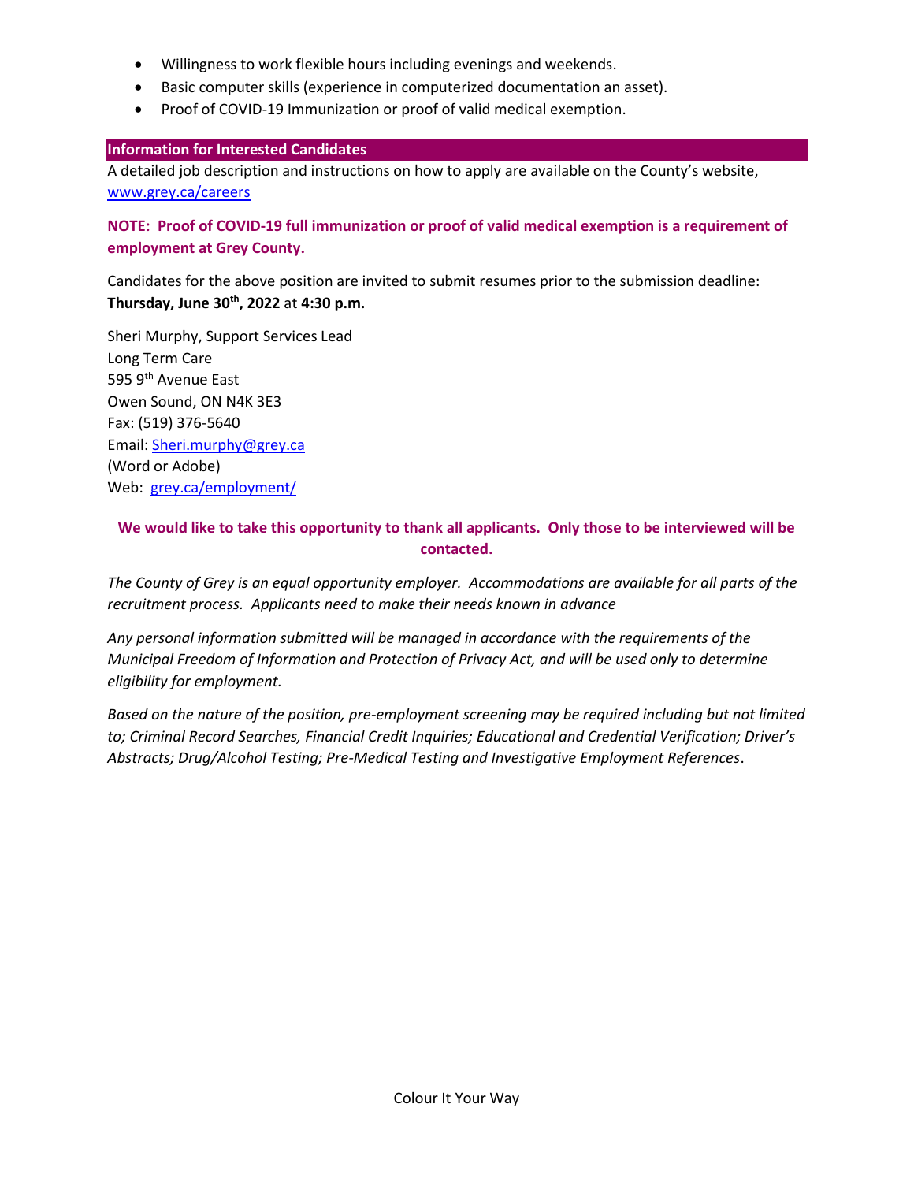- Willingness to work flexible hours including evenings and weekends.
- Basic computer skills (experience in computerized documentation an asset).
- Proof of COVID-19 Immunization or proof of valid medical exemption.

## Information for Interested Candidates

A detailed job description and instructions on how to apply are available on the County's website, [www.grey.ca/careers](www.grey.ca/careers)

**NOTE: Proof of COVID-19 full immunization or proof of valid medical exemption is a requirement of employment at Grey County.**

Candidates for the above position are invited to submit resumes prior to the submission deadline: **Thursday, June 30th, 2022** at **4:30 p.m.**

Sheri Murphy, Support Services Lead
Long Term Care
595 9th Avenue East
Owen Sound, ON N4K 3E3
Fax: (519) 376-5640
Email: [Sheri.murphy@grey.ca](mailto:Sheri.murphy@grey.ca)
(Word or Adobe)
Web: [grey.ca/employment/](grey.ca/employment/)

**We would like to take this opportunity to thank all applicants. Only those to be interviewed will be contacted.**

*The County of Grey is an equal opportunity employer. Accommodations are available for all parts of the recruitment process. Applicants need to make their needs known in advance*

*Any personal information submitted will be managed in accordance with the requirements of the Municipal Freedom of Information and Protection of Privacy Act, and will be used only to determine eligibility for employment.*

*Based on the nature of the position, pre-employment screening may be required including but not limited to; Criminal Record Searches, Financial Credit Inquiries; Educational and Credential Verification; Driver's Abstracts; Drug/Alcohol Testing; Pre-Medical Testing and Investigative Employment References*.

Colour It Your Way